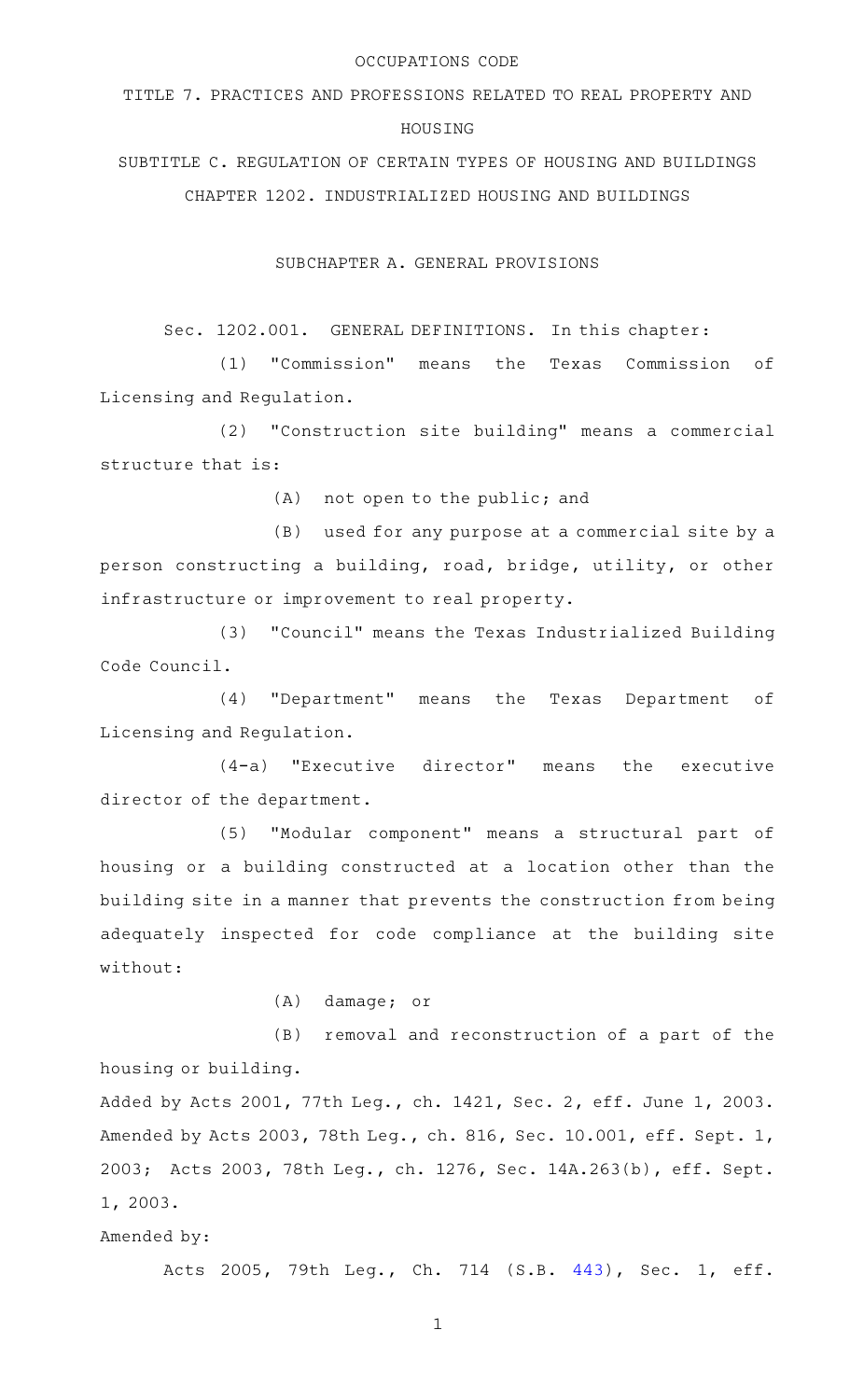OCCUPATIONS CODE

# TITLE 7. PRACTICES AND PROFESSIONS RELATED TO REAL PROPERTY AND HOUSING

## SUBTITLE C. REGULATION OF CERTAIN TYPES OF HOUSING AND BUILDINGS

## CHAPTER 1202. INDUSTRIALIZED HOUSING AND BUILDINGS

### SUBCHAPTER A. GENERAL PROVISIONS

Sec. 1202.001. GENERAL DEFINITIONS. In this chapter:

(1) "Commission" means the Texas Commission of Licensing and Regulation.

(2) "Construction site building" means a commercial structure that is:

(A) not open to the public; and

(B) used for any purpose at a commercial site by a person constructing a building, road, bridge, utility, or other infrastructure or improvement to real property.

(3) "Council" means the Texas Industrialized Building Code Council.

(4) "Department" means the Texas Department of Licensing and Regulation.

(4-a) "Executive director" means the executive director of the department.

(5) "Modular component" means a structural part of housing or a building constructed at a location other than the building site in a manner that prevents the construction from being adequately inspected for code compliance at the building site without:

(A) damage; or

(B) removal and reconstruction of a part of the housing or building.

Added by Acts 2001, 77th Leg., ch. 1421, Sec. 2, eff. June 1, 2003. Amended by Acts 2003, 78th Leg., ch. 816, Sec. 10.001, eff. Sept. 1, 2003; Acts 2003, 78th Leg., ch. 1276, Sec. 14A.263(b), eff. Sept. 1, 2003.

Amended by:

Acts 2005, 79th Leg., Ch. 714 (S.B. 443), Sec. 1, eff.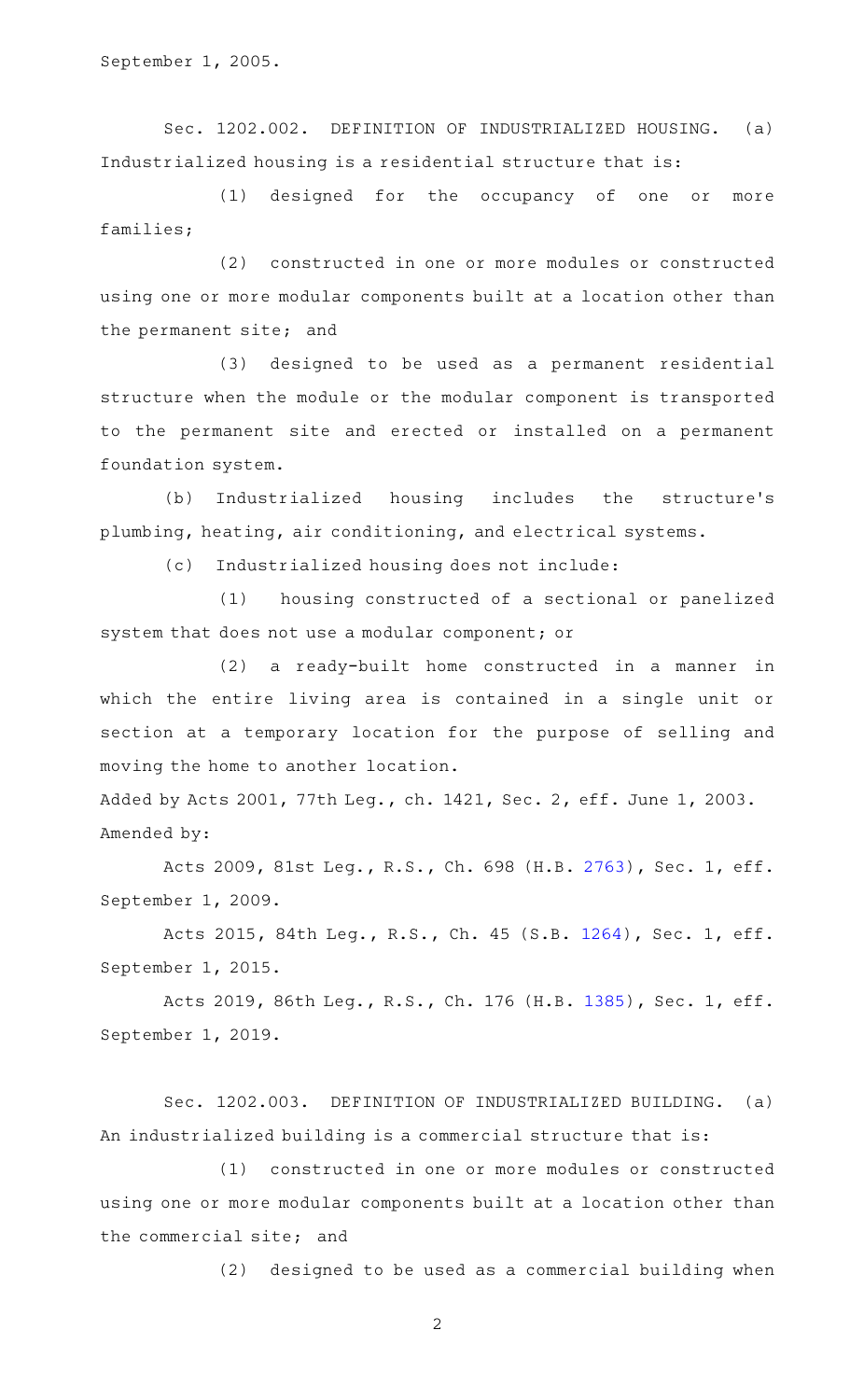September 1, 2005.

Sec. 1202.002. DEFINITION OF INDUSTRIALIZED HOUSING. (a) Industrialized housing is a residential structure that is:

(1) designed for the occupancy of one or more families;

(2) constructed in one or more modules or constructed using one or more modular components built at a location other than the permanent site; and

(3) designed to be used as a permanent residential structure when the module or the modular component is transported to the permanent site and erected or installed on a permanent foundation system.

(b) Industrialized housing includes the structure's plumbing, heating, air conditioning, and electrical systems.

(c) Industrialized housing does not include:

(1) housing constructed of a sectional or panelized system that does not use a modular component; or

(2) a ready-built home constructed in a manner in which the entire living area is contained in a single unit or section at a temporary location for the purpose of selling and moving the home to another location.

Added by Acts 2001, 77th Leg., ch. 1421, Sec. 2, eff. June 1, 2003.
Amended by:

Acts 2009, 81st Leg., R.S., Ch. 698 (H.B. 2763), Sec. 1, eff. September 1, 2009.

Acts 2015, 84th Leg., R.S., Ch. 45 (S.B. 1264), Sec. 1, eff. September 1, 2015.

Acts 2019, 86th Leg., R.S., Ch. 176 (H.B. 1385), Sec. 1, eff. September 1, 2019.

Sec. 1202.003. DEFINITION OF INDUSTRIALIZED BUILDING. (a) An industrialized building is a commercial structure that is:

(1) constructed in one or more modules or constructed using one or more modular components built at a location other than the commercial site; and

(2) designed to be used as a commercial building when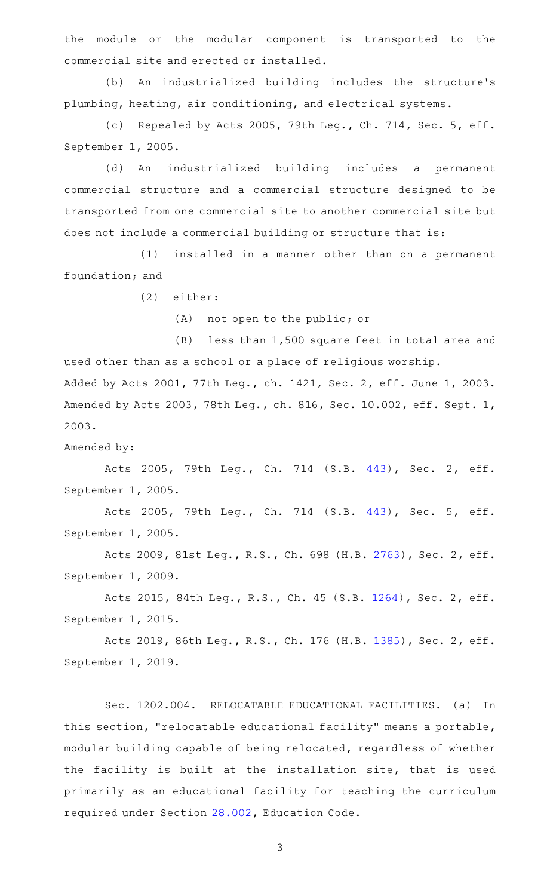the module or the modular component is transported to the commercial site and erected or installed.

(b) An industrialized building includes the structure's plumbing, heating, air conditioning, and electrical systems.

(c) Repealed by Acts 2005, 79th Leg., Ch. 714, Sec. 5, eff. September 1, 2005.

(d) An industrialized building includes a permanent commercial structure and a commercial structure designed to be transported from one commercial site to another commercial site but does not include a commercial building or structure that is:

(1) installed in a manner other than on a permanent foundation; and

(2) either:

(A) not open to the public; or

(B) less than 1,500 square feet in total area and used other than as a school or a place of religious worship.

Added by Acts 2001, 77th Leg., ch. 1421, Sec. 2, eff. June 1, 2003. Amended by Acts 2003, 78th Leg., ch. 816, Sec. 10.002, eff. Sept. 1, 2003.

Amended by:

Acts 2005, 79th Leg., Ch. 714 (S.B. 443), Sec. 2, eff. September 1, 2005.

Acts 2005, 79th Leg., Ch. 714 (S.B. 443), Sec. 5, eff. September 1, 2005.

Acts 2009, 81st Leg., R.S., Ch. 698 (H.B. 2763), Sec. 2, eff. September 1, 2009.

Acts 2015, 84th Leg., R.S., Ch. 45 (S.B. 1264), Sec. 2, eff. September 1, 2015.

Acts 2019, 86th Leg., R.S., Ch. 176 (H.B. 1385), Sec. 2, eff. September 1, 2019.

Sec. 1202.004. RELOCATABLE EDUCATIONAL FACILITIES. (a) In this section, "relocatable educational facility" means a portable, modular building capable of being relocated, regardless of whether the facility is built at the installation site, that is used primarily as an educational facility for teaching the curriculum required under Section 28.002, Education Code.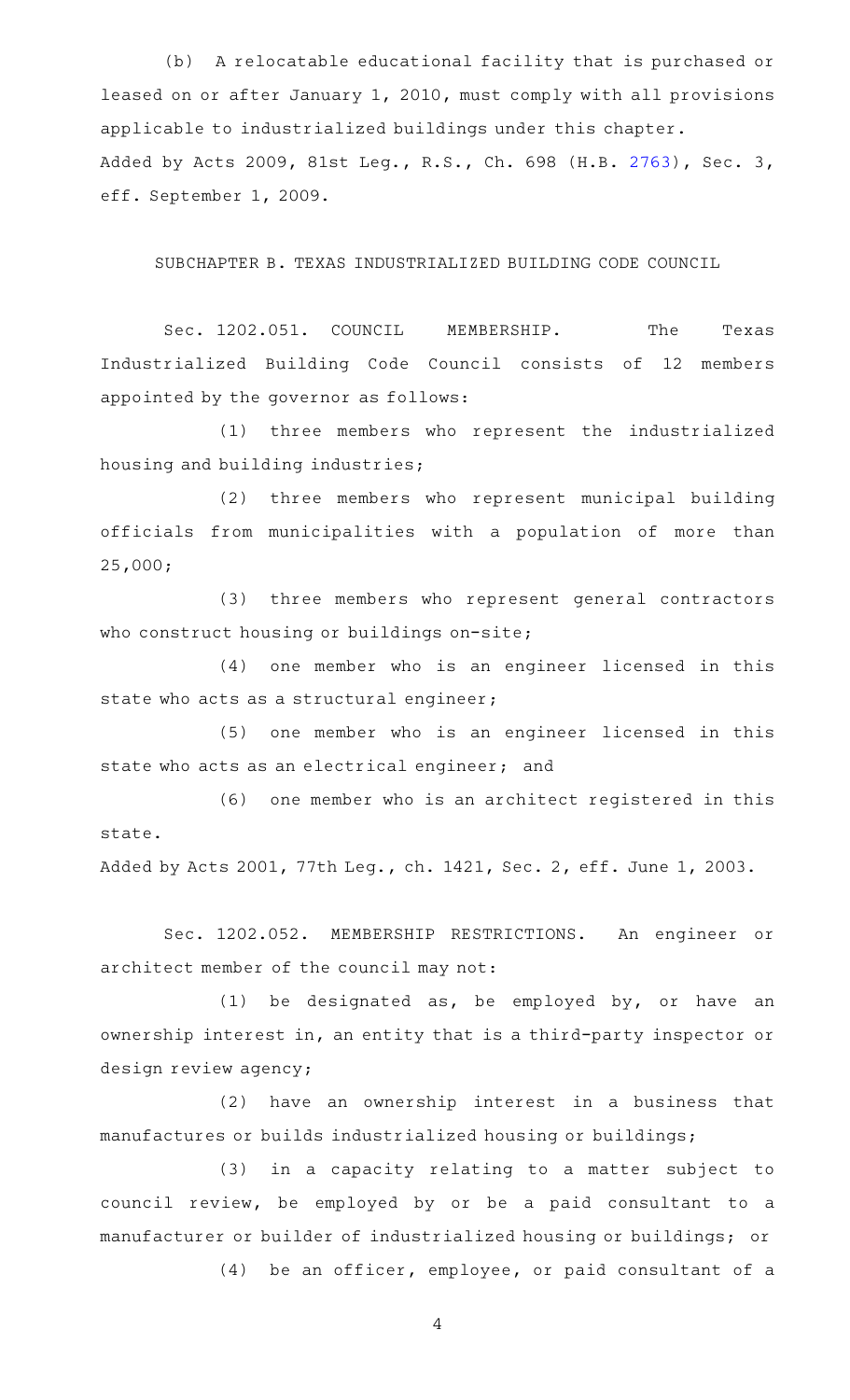(b) A relocatable educational facility that is purchased or leased on or after January 1, 2010, must comply with all provisions applicable to industrialized buildings under this chapter.

Added by Acts 2009, 81st Leg., R.S., Ch. 698 (H.B. 2763), Sec. 3, eff. September 1, 2009.

## SUBCHAPTER B. TEXAS INDUSTRIALIZED BUILDING CODE COUNCIL

Sec. 1202.051. COUNCIL MEMBERSHIP. The Texas Industrialized Building Code Council consists of 12 members appointed by the governor as follows:

(1) three members who represent the industrialized housing and building industries;

(2) three members who represent municipal building officials from municipalities with a population of more than 25,000;

(3) three members who represent general contractors who construct housing or buildings on-site;

(4) one member who is an engineer licensed in this state who acts as a structural engineer;

(5) one member who is an engineer licensed in this state who acts as an electrical engineer; and

(6) one member who is an architect registered in this state.

Added by Acts 2001, 77th Leg., ch. 1421, Sec. 2, eff. June 1, 2003.

Sec. 1202.052. MEMBERSHIP RESTRICTIONS. An engineer or architect member of the council may not:

(1) be designated as, be employed by, or have an ownership interest in, an entity that is a third-party inspector or design review agency;

(2) have an ownership interest in a business that manufactures or builds industrialized housing or buildings;

(3) in a capacity relating to a matter subject to council review, be employed by or be a paid consultant to a manufacturer or builder of industrialized housing or buildings; or

(4) be an officer, employee, or paid consultant of a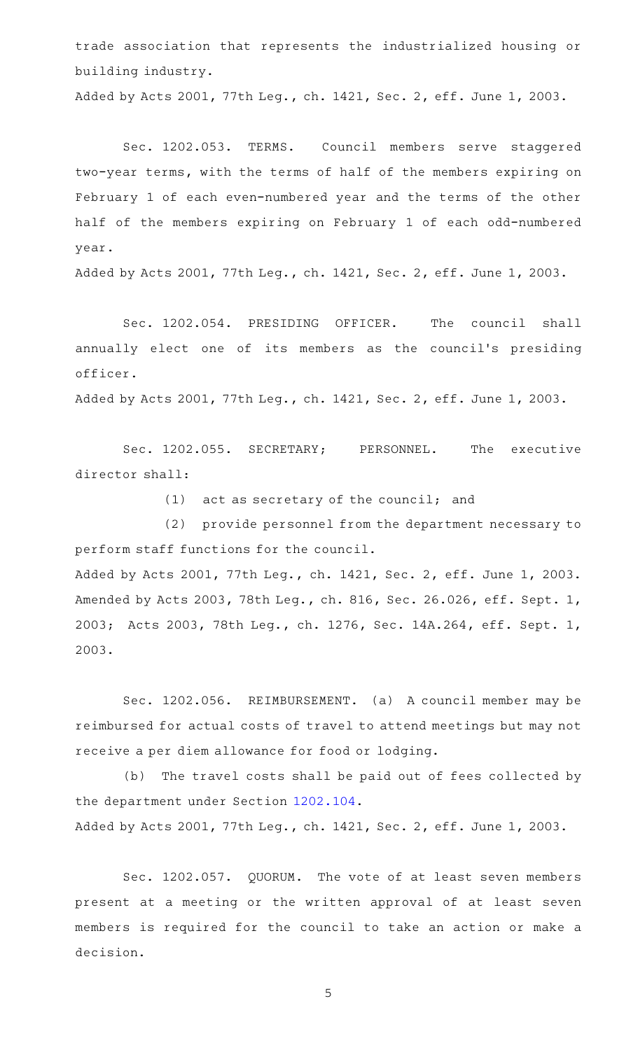trade association that represents the industrialized housing or building industry.

Added by Acts 2001, 77th Leg., ch. 1421, Sec. 2, eff. June 1, 2003.

Sec. 1202.053. TERMS. Council members serve staggered two-year terms, with the terms of half of the members expiring on February 1 of each even-numbered year and the terms of the other half of the members expiring on February 1 of each odd-numbered year.

Added by Acts 2001, 77th Leg., ch. 1421, Sec. 2, eff. June 1, 2003.

Sec. 1202.054. PRESIDING OFFICER. The council shall annually elect one of its members as the council's presiding officer.

Added by Acts 2001, 77th Leg., ch. 1421, Sec. 2, eff. June 1, 2003.

Sec. 1202.055. SECRETARY; PERSONNEL. The executive director shall:

(1) act as secretary of the council; and

(2) provide personnel from the department necessary to perform staff functions for the council.

Added by Acts 2001, 77th Leg., ch. 1421, Sec. 2, eff. June 1, 2003. Amended by Acts 2003, 78th Leg., ch. 816, Sec. 26.026, eff. Sept. 1, 2003; Acts 2003, 78th Leg., ch. 1276, Sec. 14A.264, eff. Sept. 1, 2003.

Sec. 1202.056. REIMBURSEMENT. (a) A council member may be reimbursed for actual costs of travel to attend meetings but may not receive a per diem allowance for food or lodging.

(b) The travel costs shall be paid out of fees collected by the department under Section 1202.104.

Added by Acts 2001, 77th Leg., ch. 1421, Sec. 2, eff. June 1, 2003.

Sec. 1202.057. QUORUM. The vote of at least seven members present at a meeting or the written approval of at least seven members is required for the council to take an action or make a decision.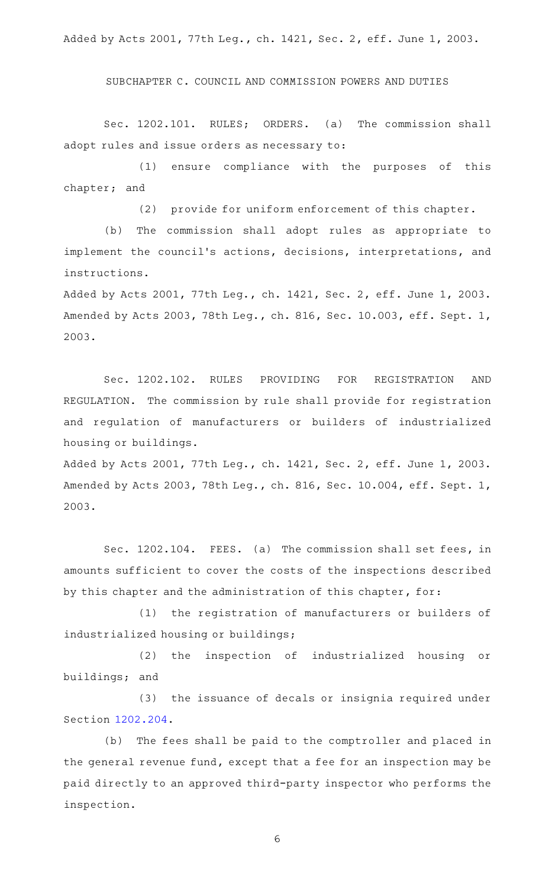Added by Acts 2001, 77th Leg., ch. 1421, Sec. 2, eff. June 1, 2003.

SUBCHAPTER C. COUNCIL AND COMMISSION POWERS AND DUTIES

Sec. 1202.101. RULES; ORDERS. (a) The commission shall adopt rules and issue orders as necessary to:

(1) ensure compliance with the purposes of this chapter; and

(2) provide for uniform enforcement of this chapter.

(b) The commission shall adopt rules as appropriate to implement the council's actions, decisions, interpretations, and instructions.

Added by Acts 2001, 77th Leg., ch. 1421, Sec. 2, eff. June 1, 2003.
Amended by Acts 2003, 78th Leg., ch. 816, Sec. 10.003, eff. Sept. 1, 2003.

Sec. 1202.102. RULES PROVIDING FOR REGISTRATION AND REGULATION. The commission by rule shall provide for registration and regulation of manufacturers or builders of industrialized housing or buildings.

Added by Acts 2001, 77th Leg., ch. 1421, Sec. 2, eff. June 1, 2003.
Amended by Acts 2003, 78th Leg., ch. 816, Sec. 10.004, eff. Sept. 1, 2003.

Sec. 1202.104. FEES. (a) The commission shall set fees, in amounts sufficient to cover the costs of the inspections described by this chapter and the administration of this chapter, for:

(1) the registration of manufacturers or builders of industrialized housing or buildings;

(2) the inspection of industrialized housing or buildings; and

(3) the issuance of decals or insignia required under Section 1202.204.

(b) The fees shall be paid to the comptroller and placed in the general revenue fund, except that a fee for an inspection may be paid directly to an approved third-party inspector who performs the inspection.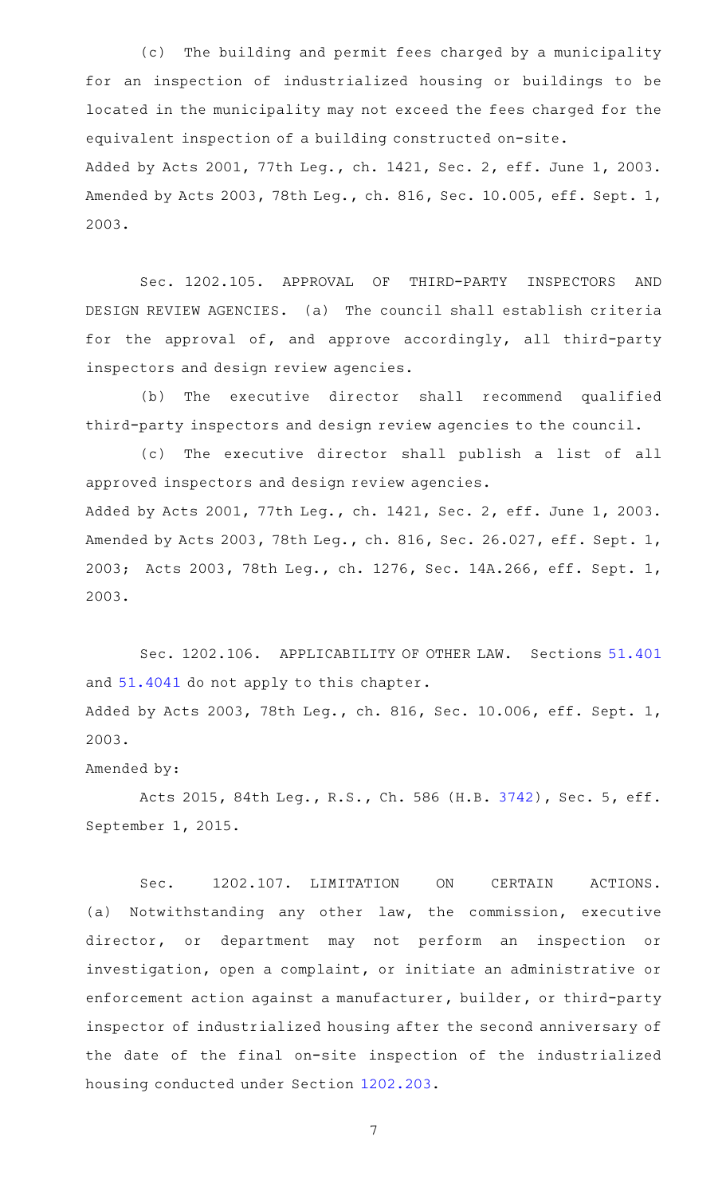(c) The building and permit fees charged by a municipality for an inspection of industrialized housing or buildings to be located in the municipality may not exceed the fees charged for the equivalent inspection of a building constructed on-site.

Added by Acts 2001, 77th Leg., ch. 1421, Sec. 2, eff. June 1, 2003. Amended by Acts 2003, 78th Leg., ch. 816, Sec. 10.005, eff. Sept. 1, 2003.

Sec. 1202.105. APPROVAL OF THIRD-PARTY INSPECTORS AND DESIGN REVIEW AGENCIES. (a) The council shall establish criteria for the approval of, and approve accordingly, all third-party inspectors and design review agencies.

(b) The executive director shall recommend qualified third-party inspectors and design review agencies to the council.

(c) The executive director shall publish a list of all approved inspectors and design review agencies.

Added by Acts 2001, 77th Leg., ch. 1421, Sec. 2, eff. June 1, 2003. Amended by Acts 2003, 78th Leg., ch. 816, Sec. 26.027, eff. Sept. 1, 2003; Acts 2003, 78th Leg., ch. 1276, Sec. 14A.266, eff. Sept. 1, 2003.

Sec. 1202.106. APPLICABILITY OF OTHER LAW. Sections 51.401 and 51.4041 do not apply to this chapter.

Added by Acts 2003, 78th Leg., ch. 816, Sec. 10.006, eff. Sept. 1, 2003.

Amended by:

Acts 2015, 84th Leg., R.S., Ch. 586 (H.B. 3742), Sec. 5, eff. September 1, 2015.

Sec. 1202.107. LIMITATION ON CERTAIN ACTIONS. (a) Notwithstanding any other law, the commission, executive director, or department may not perform an inspection or investigation, open a complaint, or initiate an administrative or enforcement action against a manufacturer, builder, or third-party inspector of industrialized housing after the second anniversary of the date of the final on-site inspection of the industrialized housing conducted under Section 1202.203.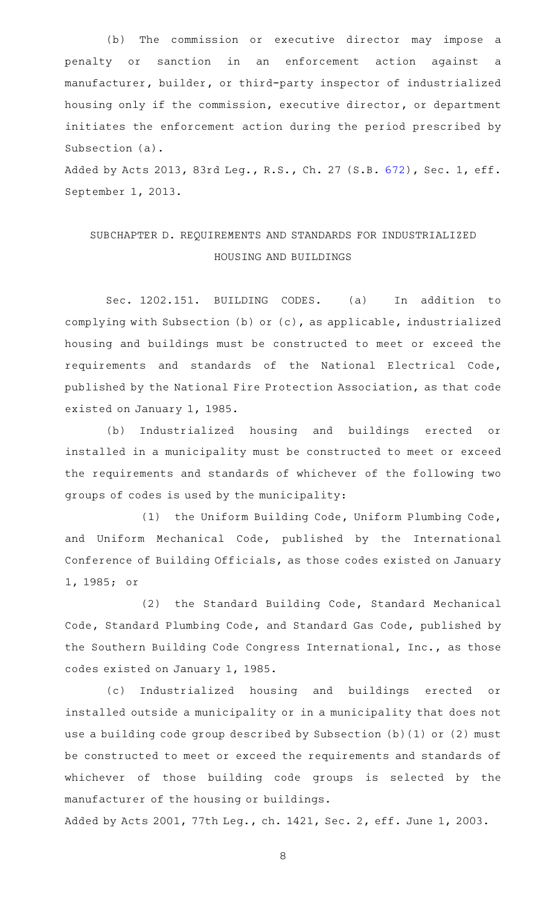(b) The commission or executive director may impose a penalty or sanction in an enforcement action against a manufacturer, builder, or third-party inspector of industrialized housing only if the commission, executive director, or department initiates the enforcement action during the period prescribed by Subsection (a).

Added by Acts 2013, 83rd Leg., R.S., Ch. 27 (S.B. 672), Sec. 1, eff. September 1, 2013.

## SUBCHAPTER D. REQUIREMENTS AND STANDARDS FOR INDUSTRIALIZED HOUSING AND BUILDINGS

Sec. 1202.151. BUILDING CODES. (a) In addition to complying with Subsection (b) or (c), as applicable, industrialized housing and buildings must be constructed to meet or exceed the requirements and standards of the National Electrical Code, published by the National Fire Protection Association, as that code existed on January 1, 1985.

(b) Industrialized housing and buildings erected or installed in a municipality must be constructed to meet or exceed the requirements and standards of whichever of the following two groups of codes is used by the municipality:

(1) the Uniform Building Code, Uniform Plumbing Code, and Uniform Mechanical Code, published by the International Conference of Building Officials, as those codes existed on January 1, 1985; or

(2) the Standard Building Code, Standard Mechanical Code, Standard Plumbing Code, and Standard Gas Code, published by the Southern Building Code Congress International, Inc., as those codes existed on January 1, 1985.

(c) Industrialized housing and buildings erected or installed outside a municipality or in a municipality that does not use a building code group described by Subsection (b)(1) or (2) must be constructed to meet or exceed the requirements and standards of whichever of those building code groups is selected by the manufacturer of the housing or buildings.

Added by Acts 2001, 77th Leg., ch. 1421, Sec. 2, eff. June 1, 2003.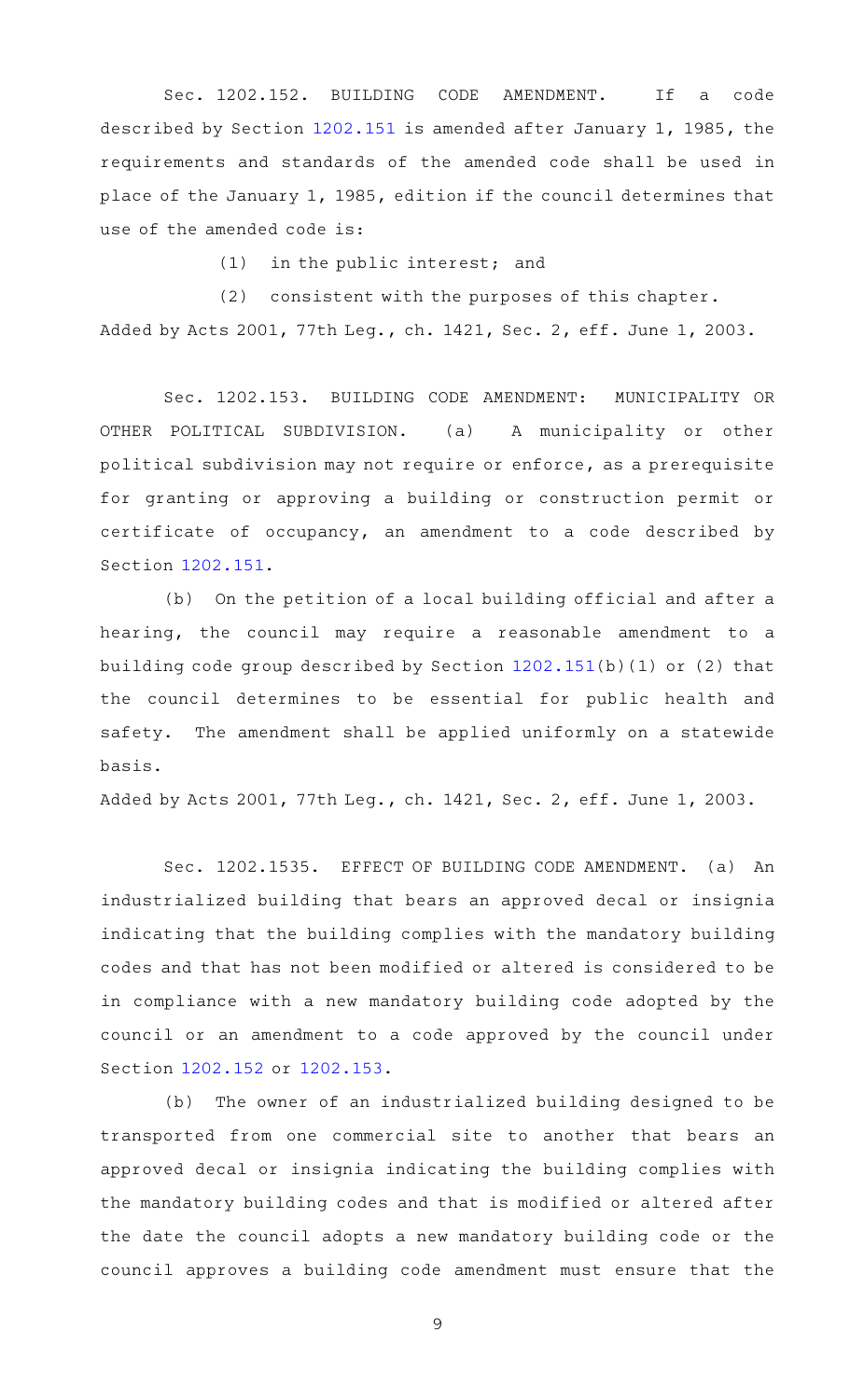Sec. 1202.152. BUILDING CODE AMENDMENT. If a code described by Section 1202.151 is amended after January 1, 1985, the requirements and standards of the amended code shall be used in place of the January 1, 1985, edition if the council determines that use of the amended code is:

(1) in the public interest; and

(2) consistent with the purposes of this chapter.

Added by Acts 2001, 77th Leg., ch. 1421, Sec. 2, eff. June 1, 2003.

Sec. 1202.153. BUILDING CODE AMENDMENT: MUNICIPALITY OR OTHER POLITICAL SUBDIVISION. (a) A municipality or other political subdivision may not require or enforce, as a prerequisite for granting or approving a building or construction permit or certificate of occupancy, an amendment to a code described by Section 1202.151.

(b) On the petition of a local building official and after a hearing, the council may require a reasonable amendment to a building code group described by Section 1202.151(b)(1) or (2) that the council determines to be essential for public health and safety. The amendment shall be applied uniformly on a statewide basis.

Added by Acts 2001, 77th Leg., ch. 1421, Sec. 2, eff. June 1, 2003.

Sec. 1202.1535. EFFECT OF BUILDING CODE AMENDMENT. (a) An industrialized building that bears an approved decal or insignia indicating that the building complies with the mandatory building codes and that has not been modified or altered is considered to be in compliance with a new mandatory building code adopted by the council or an amendment to a code approved by the council under Section 1202.152 or 1202.153.

(b) The owner of an industrialized building designed to be transported from one commercial site to another that bears an approved decal or insignia indicating the building complies with the mandatory building codes and that is modified or altered after the date the council adopts a new mandatory building code or the council approves a building code amendment must ensure that the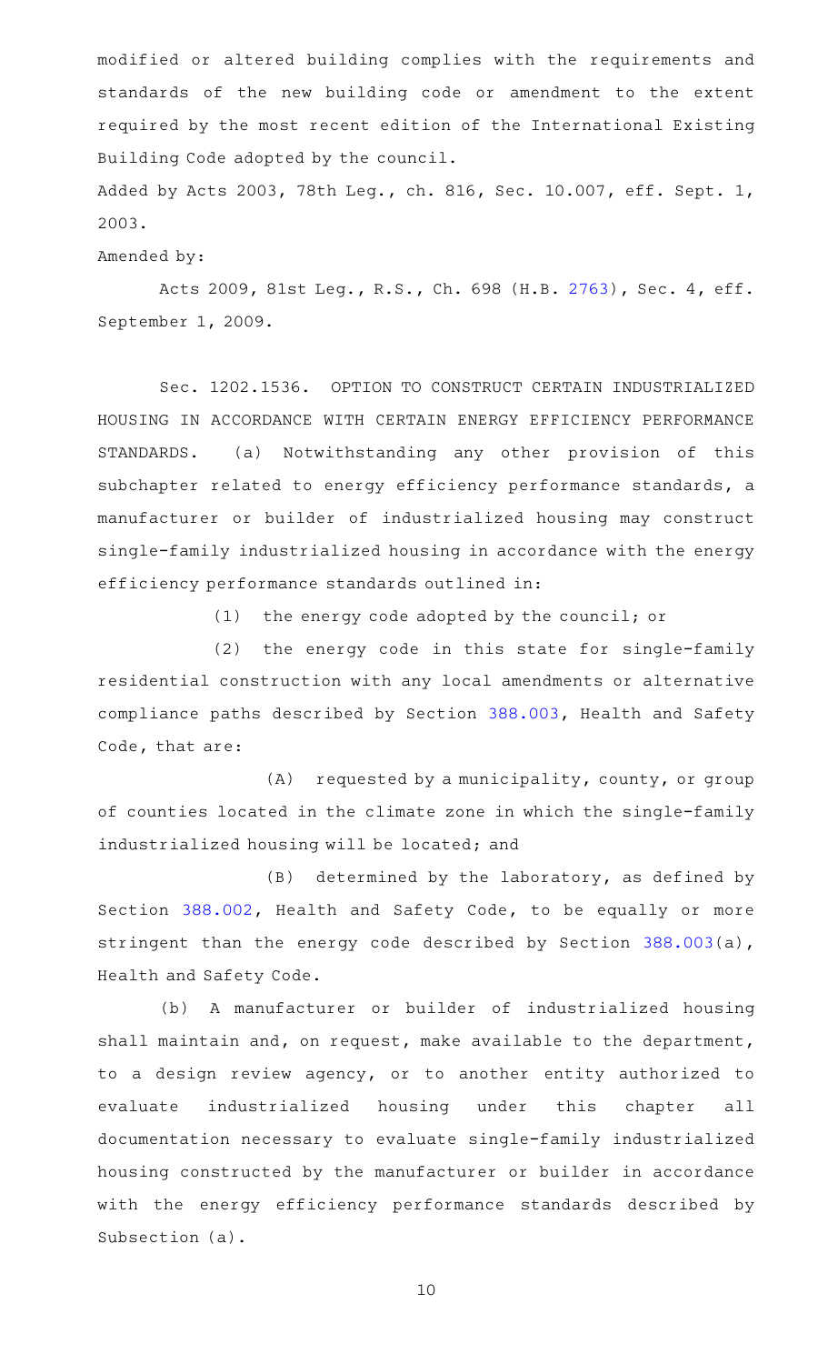modified or altered building complies with the requirements and standards of the new building code or amendment to the extent required by the most recent edition of the International Existing Building Code adopted by the council.

Added by Acts 2003, 78th Leg., ch. 816, Sec. 10.007, eff. Sept. 1, 2003.

Amended by:

Acts 2009, 81st Leg., R.S., Ch. 698 (H.B. 2763), Sec. 4, eff. September 1, 2009.

Sec. 1202.1536. OPTION TO CONSTRUCT CERTAIN INDUSTRIALIZED HOUSING IN ACCORDANCE WITH CERTAIN ENERGY EFFICIENCY PERFORMANCE STANDARDS. (a) Notwithstanding any other provision of this subchapter related to energy efficiency performance standards, a manufacturer or builder of industrialized housing may construct single-family industrialized housing in accordance with the energy efficiency performance standards outlined in:

(1) the energy code adopted by the council; or

(2) the energy code in this state for single-family residential construction with any local amendments or alternative compliance paths described by Section 388.003, Health and Safety Code, that are:

(A) requested by a municipality, county, or group of counties located in the climate zone in which the single-family industrialized housing will be located; and

(B) determined by the laboratory, as defined by Section 388.002, Health and Safety Code, to be equally or more stringent than the energy code described by Section 388.003(a), Health and Safety Code.

(b) A manufacturer or builder of industrialized housing shall maintain and, on request, make available to the department, to a design review agency, or to another entity authorized to evaluate industrialized housing under this chapter all documentation necessary to evaluate single-family industrialized housing constructed by the manufacturer or builder in accordance with the energy efficiency performance standards described by Subsection (a).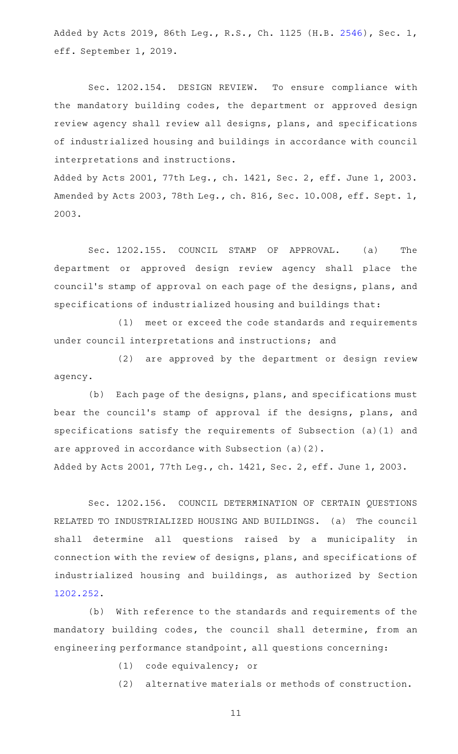Added by Acts 2019, 86th Leg., R.S., Ch. 1125 (H.B. 2546), Sec. 1, eff. September 1, 2019.

Sec. 1202.154. DESIGN REVIEW. To ensure compliance with the mandatory building codes, the department or approved design review agency shall review all designs, plans, and specifications of industrialized housing and buildings in accordance with council interpretations and instructions.

Added by Acts 2001, 77th Leg., ch. 1421, Sec. 2, eff. June 1, 2003. Amended by Acts 2003, 78th Leg., ch. 816, Sec. 10.008, eff. Sept. 1, 2003.

Sec. 1202.155. COUNCIL STAMP OF APPROVAL. (a) The department or approved design review agency shall place the council's stamp of approval on each page of the designs, plans, and specifications of industrialized housing and buildings that:

(1) meet or exceed the code standards and requirements under council interpretations and instructions; and

(2) are approved by the department or design review agency.

(b) Each page of the designs, plans, and specifications must bear the council's stamp of approval if the designs, plans, and specifications satisfy the requirements of Subsection (a)(1) and are approved in accordance with Subsection (a)(2).

Added by Acts 2001, 77th Leg., ch. 1421, Sec. 2, eff. June 1, 2003.

Sec. 1202.156. COUNCIL DETERMINATION OF CERTAIN QUESTIONS RELATED TO INDUSTRIALIZED HOUSING AND BUILDINGS. (a) The council shall determine all questions raised by a municipality in connection with the review of designs, plans, and specifications of industrialized housing and buildings, as authorized by Section 1202.252.

(b) With reference to the standards and requirements of the mandatory building codes, the council shall determine, from an engineering performance standpoint, all questions concerning:

(1) code equivalency; or

(2) alternative materials or methods of construction.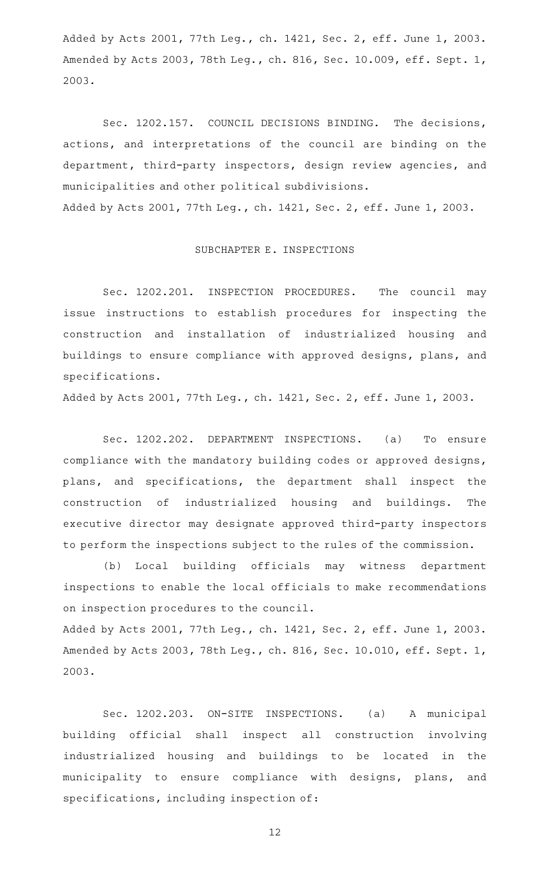Added by Acts 2001, 77th Leg., ch. 1421, Sec. 2, eff. June 1, 2003. Amended by Acts 2003, 78th Leg., ch. 816, Sec. 10.009, eff. Sept. 1, 2003.

Sec. 1202.157. COUNCIL DECISIONS BINDING. The decisions, actions, and interpretations of the council are binding on the department, third-party inspectors, design review agencies, and municipalities and other political subdivisions.

Added by Acts 2001, 77th Leg., ch. 1421, Sec. 2, eff. June 1, 2003.

## SUBCHAPTER E. INSPECTIONS

Sec. 1202.201. INSPECTION PROCEDURES. The council may issue instructions to establish procedures for inspecting the construction and installation of industrialized housing and buildings to ensure compliance with approved designs, plans, and specifications.

Added by Acts 2001, 77th Leg., ch. 1421, Sec. 2, eff. June 1, 2003.

Sec. 1202.202. DEPARTMENT INSPECTIONS. (a) To ensure compliance with the mandatory building codes or approved designs, plans, and specifications, the department shall inspect the construction of industrialized housing and buildings. The executive director may designate approved third-party inspectors to perform the inspections subject to the rules of the commission.

(b) Local building officials may witness department inspections to enable the local officials to make recommendations on inspection procedures to the council.

Added by Acts 2001, 77th Leg., ch. 1421, Sec. 2, eff. June 1, 2003. Amended by Acts 2003, 78th Leg., ch. 816, Sec. 10.010, eff. Sept. 1, 2003.

Sec. 1202.203. ON-SITE INSPECTIONS. (a) A municipal building official shall inspect all construction involving industrialized housing and buildings to be located in the municipality to ensure compliance with designs, plans, and specifications, including inspection of: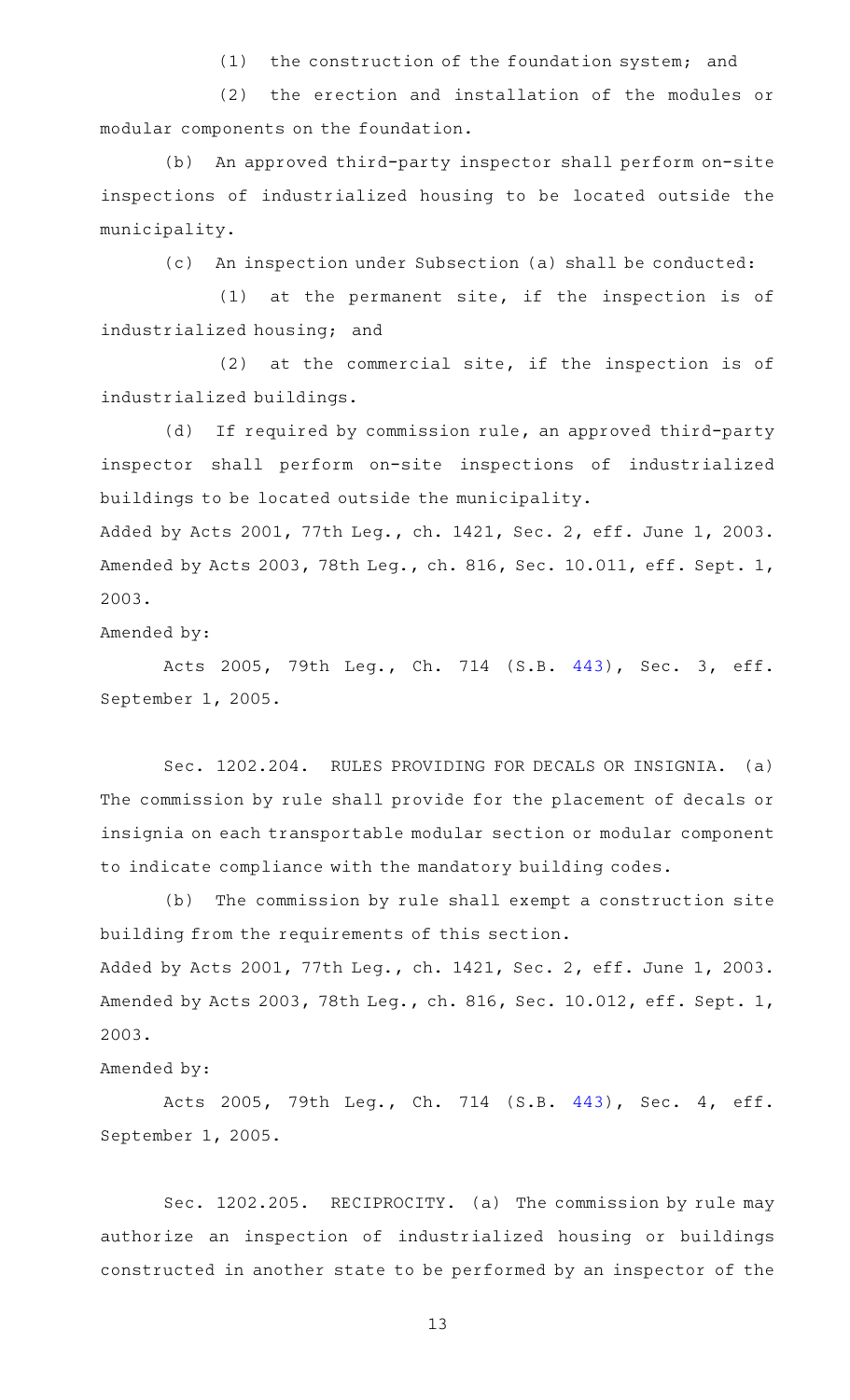(1) the construction of the foundation system; and

(2) the erection and installation of the modules or modular components on the foundation.

(b) An approved third-party inspector shall perform on-site inspections of industrialized housing to be located outside the municipality.

(c) An inspection under Subsection (a) shall be conducted:

(1) at the permanent site, if the inspection is of industrialized housing; and

(2) at the commercial site, if the inspection is of industrialized buildings.

(d) If required by commission rule, an approved third-party inspector shall perform on-site inspections of industrialized buildings to be located outside the municipality.

Added by Acts 2001, 77th Leg., ch. 1421, Sec. 2, eff. June 1, 2003. Amended by Acts 2003, 78th Leg., ch. 816, Sec. 10.011, eff. Sept. 1, 2003.

Amended by:

Acts 2005, 79th Leg., Ch. 714 (S.B. 443), Sec. 3, eff. September 1, 2005.

Sec. 1202.204. RULES PROVIDING FOR DECALS OR INSIGNIA. (a) The commission by rule shall provide for the placement of decals or insignia on each transportable modular section or modular component to indicate compliance with the mandatory building codes.

(b) The commission by rule shall exempt a construction site building from the requirements of this section.

Added by Acts 2001, 77th Leg., ch. 1421, Sec. 2, eff. June 1, 2003. Amended by Acts 2003, 78th Leg., ch. 816, Sec. 10.012, eff. Sept. 1, 2003.

Amended by:

Acts 2005, 79th Leg., Ch. 714 (S.B. 443), Sec. 4, eff. September 1, 2005.

Sec. 1202.205. RECIPROCITY. (a) The commission by rule may authorize an inspection of industrialized housing or buildings constructed in another state to be performed by an inspector of the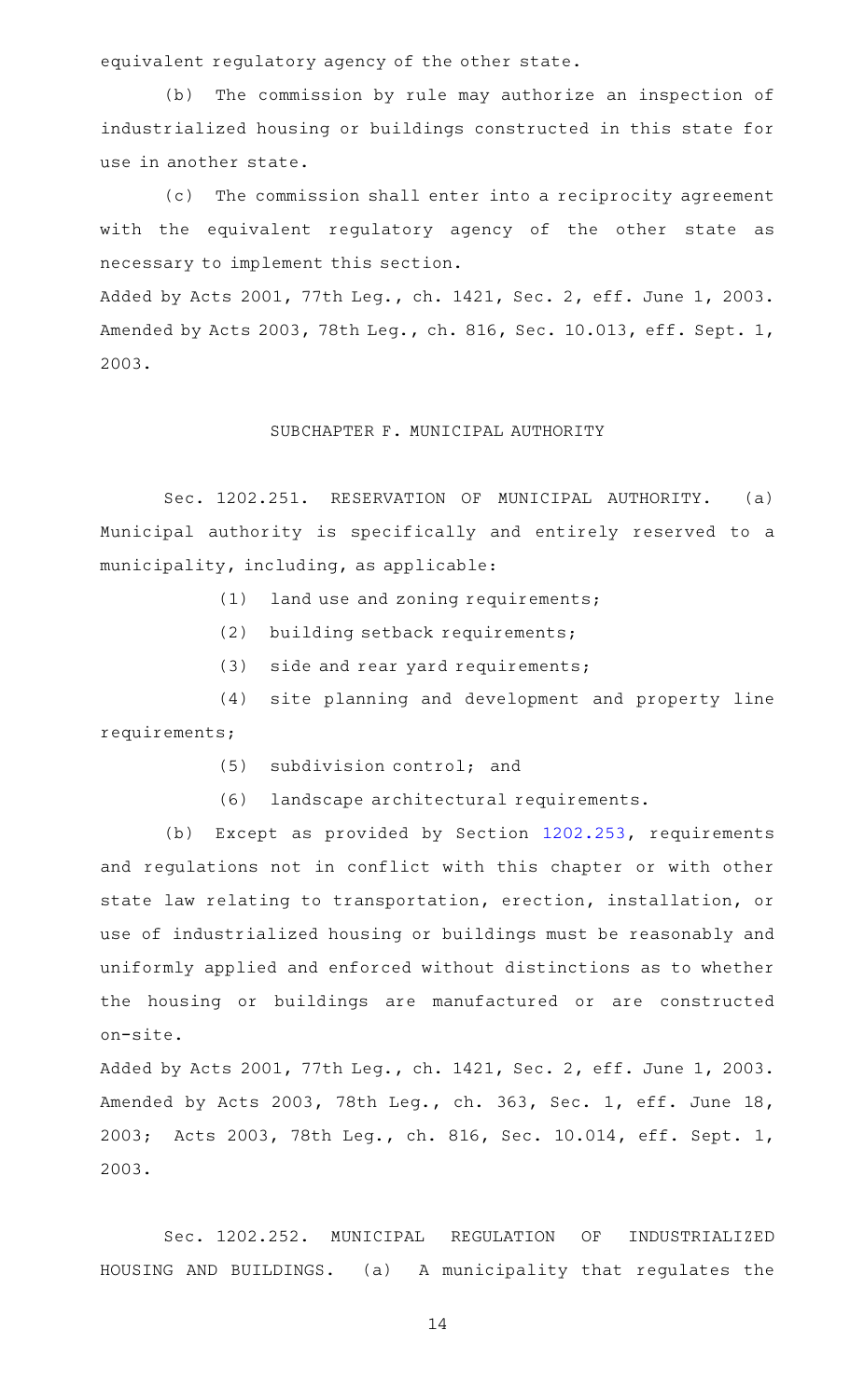equivalent regulatory agency of the other state.

(b) The commission by rule may authorize an inspection of industrialized housing or buildings constructed in this state for use in another state.

(c) The commission shall enter into a reciprocity agreement with the equivalent regulatory agency of the other state as necessary to implement this section.

Added by Acts 2001, 77th Leg., ch. 1421, Sec. 2, eff. June 1, 2003. Amended by Acts 2003, 78th Leg., ch. 816, Sec. 10.013, eff. Sept. 1, 2003.

SUBCHAPTER F. MUNICIPAL AUTHORITY

Sec. 1202.251. RESERVATION OF MUNICIPAL AUTHORITY. (a) Municipal authority is specifically and entirely reserved to a municipality, including, as applicable:

(1) land use and zoning requirements;

(2) building setback requirements;

(3) side and rear yard requirements;

(4) site planning and development and property line requirements;

(5) subdivision control; and

(6) landscape architectural requirements.

(b) Except as provided by Section 1202.253, requirements and regulations not in conflict with this chapter or with other state law relating to transportation, erection, installation, or use of industrialized housing or buildings must be reasonably and uniformly applied and enforced without distinctions as to whether the housing or buildings are manufactured or are constructed on-site.

Added by Acts 2001, 77th Leg., ch. 1421, Sec. 2, eff. June 1, 2003. Amended by Acts 2003, 78th Leg., ch. 363, Sec. 1, eff. June 18, 2003; Acts 2003, 78th Leg., ch. 816, Sec. 10.014, eff. Sept. 1, 2003.

Sec. 1202.252. MUNICIPAL REGULATION OF INDUSTRIALIZED HOUSING AND BUILDINGS. (a) A municipality that regulates the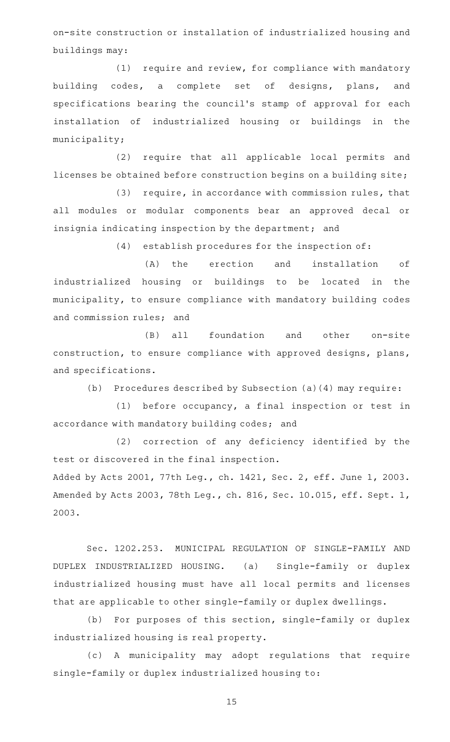on-site construction or installation of industrialized housing and buildings may:

(1) require and review, for compliance with mandatory building codes, a complete set of designs, plans, and specifications bearing the council's stamp of approval for each installation of industrialized housing or buildings in the municipality;

(2) require that all applicable local permits and licenses be obtained before construction begins on a building site;

(3) require, in accordance with commission rules, that all modules or modular components bear an approved decal or insignia indicating inspection by the department; and

(4) establish procedures for the inspection of:

(A) the erection and installation of industrialized housing or buildings to be located in the municipality, to ensure compliance with mandatory building codes and commission rules; and

(B) all foundation and other on-site construction, to ensure compliance with approved designs, plans, and specifications.

(b) Procedures described by Subsection (a)(4) may require:

(1) before occupancy, a final inspection or test in accordance with mandatory building codes; and

(2) correction of any deficiency identified by the test or discovered in the final inspection.

Added by Acts 2001, 77th Leg., ch. 1421, Sec. 2, eff. June 1, 2003. Amended by Acts 2003, 78th Leg., ch. 816, Sec. 10.015, eff. Sept. 1, 2003.

Sec. 1202.253. MUNICIPAL REGULATION OF SINGLE-FAMILY AND DUPLEX INDUSTRIALIZED HOUSING. (a) Single-family or duplex industrialized housing must have all local permits and licenses that are applicable to other single-family or duplex dwellings.

(b) For purposes of this section, single-family or duplex industrialized housing is real property.

(c) A municipality may adopt regulations that require single-family or duplex industrialized housing to: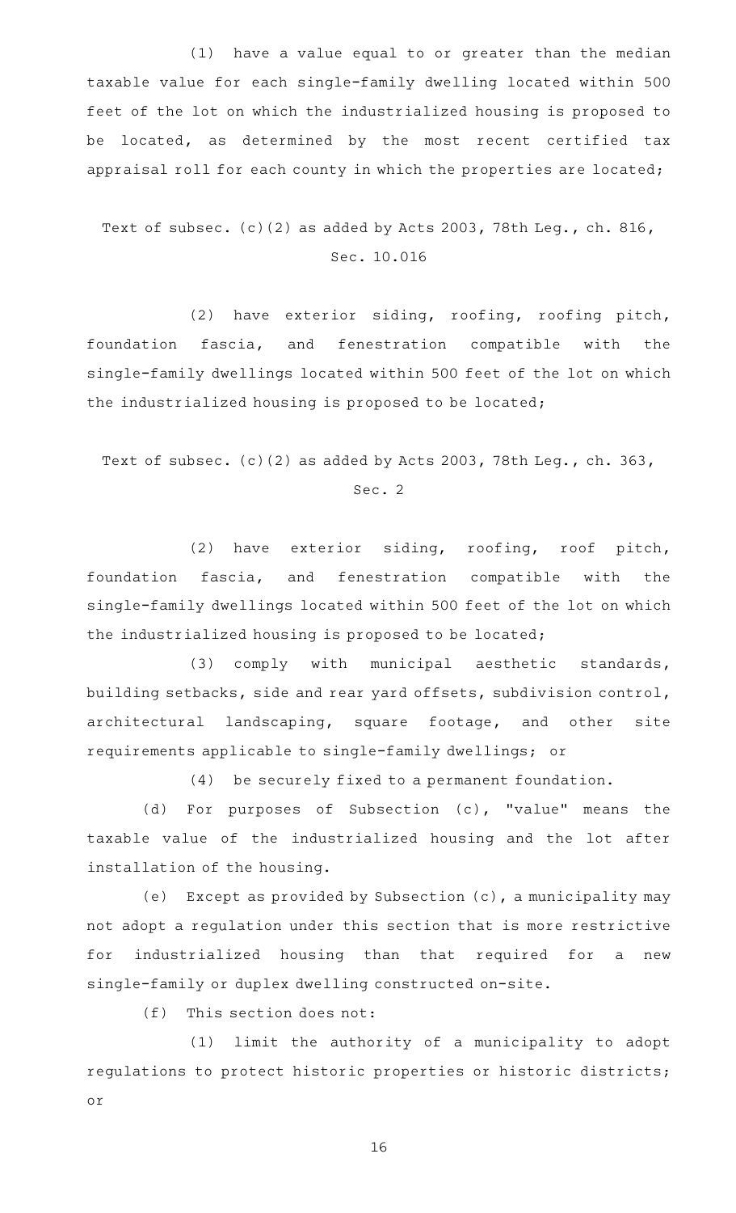(1) have a value equal to or greater than the median taxable value for each single-family dwelling located within 500 feet of the lot on which the industrialized housing is proposed to be located, as determined by the most recent certified tax appraisal roll for each county in which the properties are located;

Text of subsec. (c)(2) as added by Acts 2003, 78th Leg., ch. 816, Sec. 10.016

(2) have exterior siding, roofing, roofing pitch, foundation fascia, and fenestration compatible with the single-family dwellings located within 500 feet of the lot on which the industrialized housing is proposed to be located;

Text of subsec. (c)(2) as added by Acts 2003, 78th Leg., ch. 363, Sec. 2

(2) have exterior siding, roofing, roof pitch, foundation fascia, and fenestration compatible with the single-family dwellings located within 500 feet of the lot on which the industrialized housing is proposed to be located;

(3) comply with municipal aesthetic standards, building setbacks, side and rear yard offsets, subdivision control, architectural landscaping, square footage, and other site requirements applicable to single-family dwellings; or

(4) be securely fixed to a permanent foundation.

(d) For purposes of Subsection (c), "value" means the taxable value of the industrialized housing and the lot after installation of the housing.

(e) Except as provided by Subsection (c), a municipality may not adopt a regulation under this section that is more restrictive for industrialized housing than that required for a new single-family or duplex dwelling constructed on-site.

(f) This section does not:

(1) limit the authority of a municipality to adopt regulations to protect historic properties or historic districts; or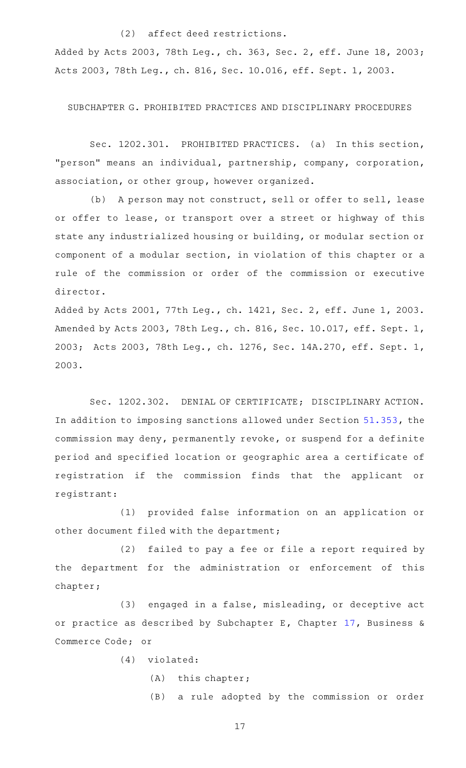(2) affect deed restrictions.

Added by Acts 2003, 78th Leg., ch. 363, Sec. 2, eff. June 18, 2003; Acts 2003, 78th Leg., ch. 816, Sec. 10.016, eff. Sept. 1, 2003.

## SUBCHAPTER G. PROHIBITED PRACTICES AND DISCIPLINARY PROCEDURES

Sec. 1202.301. PROHIBITED PRACTICES. (a) In this section, "person" means an individual, partnership, company, corporation, association, or other group, however organized.

(b) A person may not construct, sell or offer to sell, lease or offer to lease, or transport over a street or highway of this state any industrialized housing or building, or modular section or component of a modular section, in violation of this chapter or a rule of the commission or order of the commission or executive director.

Added by Acts 2001, 77th Leg., ch. 1421, Sec. 2, eff. June 1, 2003. Amended by Acts 2003, 78th Leg., ch. 816, Sec. 10.017, eff. Sept. 1, 2003; Acts 2003, 78th Leg., ch. 1276, Sec. 14A.270, eff. Sept. 1, 2003.

Sec. 1202.302. DENIAL OF CERTIFICATE; DISCIPLINARY ACTION. In addition to imposing sanctions allowed under Section 51.353, the commission may deny, permanently revoke, or suspend for a definite period and specified location or geographic area a certificate of registration if the commission finds that the applicant or registrant:

(1) provided false information on an application or other document filed with the department;

(2) failed to pay a fee or file a report required by the department for the administration or enforcement of this chapter;

(3) engaged in a false, misleading, or deceptive act or practice as described by Subchapter E, Chapter 17, Business & Commerce Code; or

(4) violated:

(A) this chapter;

(B) a rule adopted by the commission or order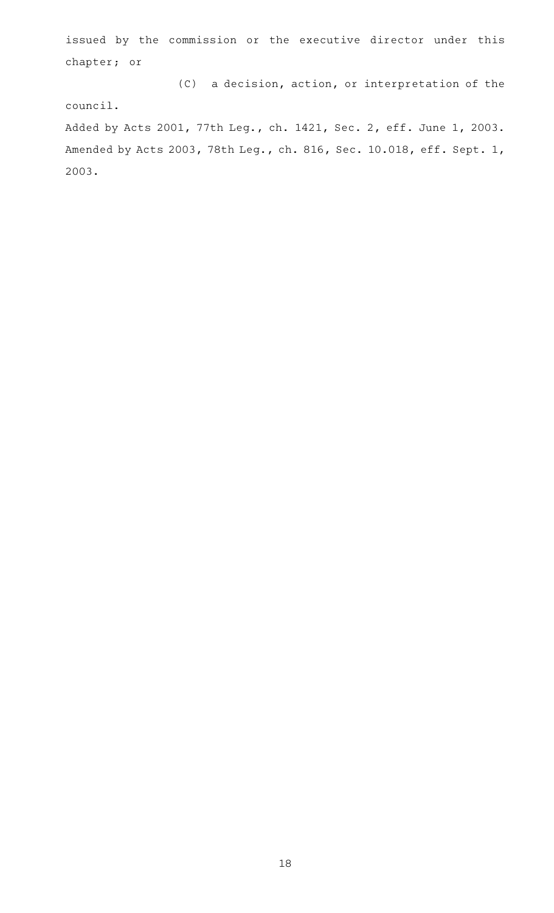issued by the commission or the executive director under this chapter; or

(C) a decision, action, or interpretation of the council.

Added by Acts 2001, 77th Leg., ch. 1421, Sec. 2, eff. June 1, 2003. Amended by Acts 2003, 78th Leg., ch. 816, Sec. 10.018, eff. Sept. 1, 2003.